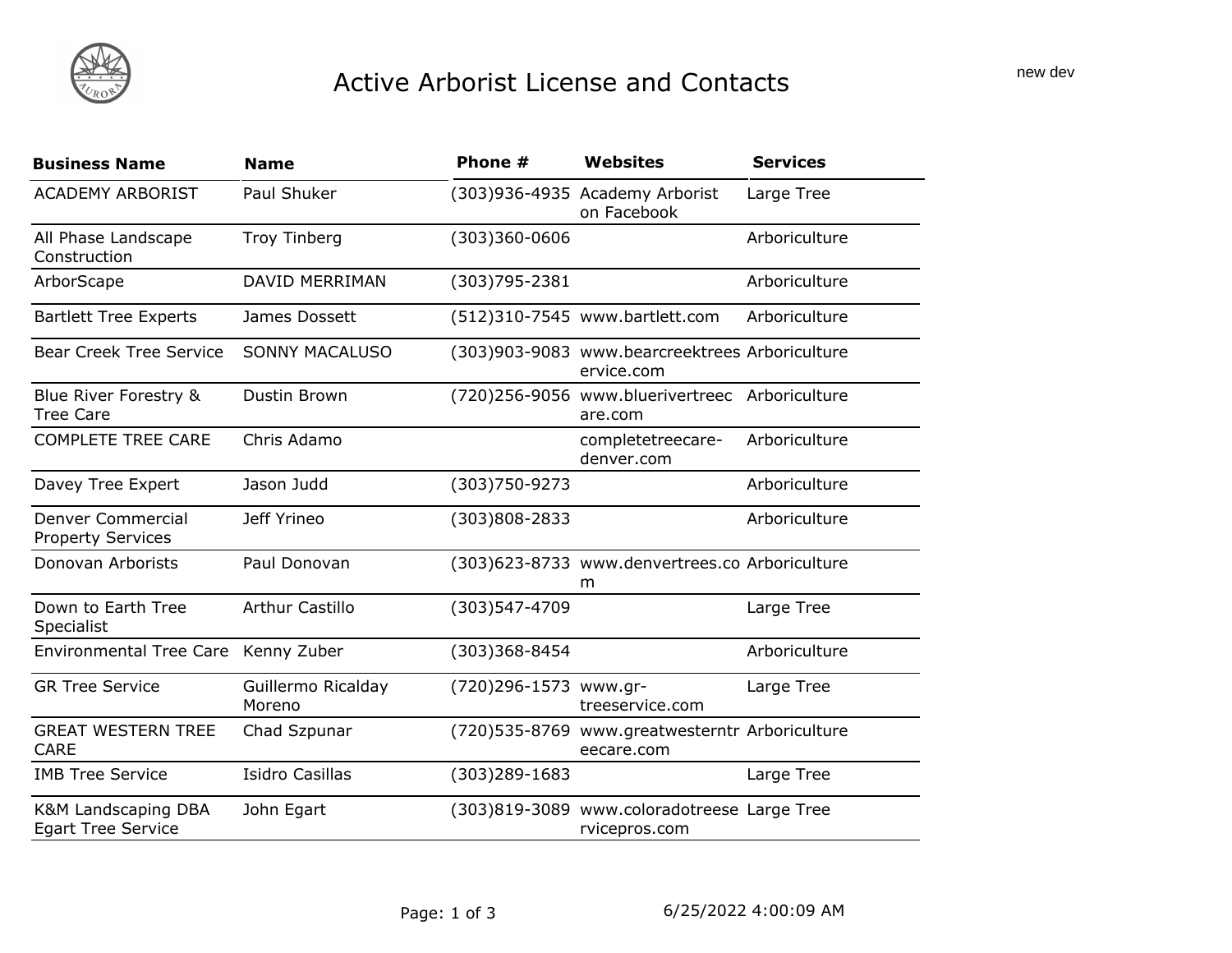# Active Arborist License and Contacts

new dev

| Business Name | Name | Phone # | Websites | Services |
|---|---|---|---|---|
| ACADEMY ARBORIST | Paul Shuker | (303)936-4935 | Academy Arborist on Facebook | Large Tree |
| All Phase Landscape Construction | Troy Tinberg | (303)360-0606 | | Arboriculture |
| ArborScape | DAVID MERRIMAN | (303)795-2381 | | Arboriculture |
| Bartlett Tree Experts | James Dossett | (512)310-7545 | www.bartlett.com | Arboriculture |
| Bear Creek Tree Service | SONNY MACALUSO | (303)903-9083 | www.bearcreektreeservice.com | Arboriculture |
| Blue River Forestry & Tree Care | Dustin Brown | (720)256-9056 | www.bluerivertreecare.com | Arboriculture |
| COMPLETE TREE CARE | Chris Adamo | | completetreecare-denver.com | Arboriculture |
| Davey Tree Expert | Jason Judd | (303)750-9273 | | Arboriculture |
| Denver Commercial Property Services | Jeff Yrineo | (303)808-2833 | | Arboriculture |
| Donovan Arborists | Paul Donovan | (303)623-8733 | www.denvertrees.com | Arboriculture |
| Down to Earth Tree Specialist | Arthur Castillo | (303)547-4709 | | Large Tree |
| Environmental Tree Care | Kenny Zuber | (303)368-8454 | | Arboriculture |
| GR Tree Service | Guillermo Ricalday Moreno | (720)296-1573 | www.gr-treeservice.com | Large Tree |
| GREAT WESTERN TREE CARE | Chad Szpunar | (720)535-8769 | www.greatwesterntreecare.com | Arboriculture |
| IMB Tree Service | Isidro Casillas | (303)289-1683 | | Large Tree |
| K&M Landscaping DBA Egart Tree Service | John Egart | (303)819-3089 | www.coloradotreeservicepros.com | Large Tree |

6/25/2022 4:00:09 AM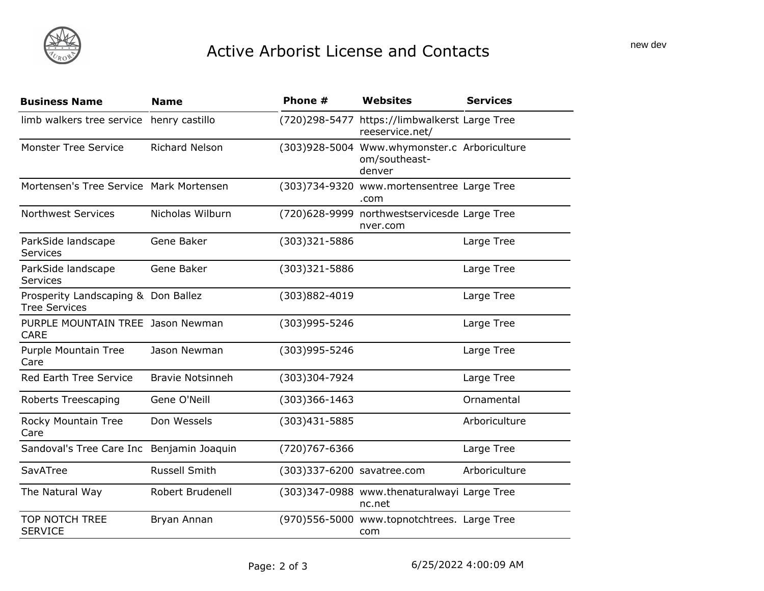# Active Arborist License and Contacts

new dev

| Business Name | Name | Phone # | Websites | Services |
|---|---|---|---|---|
| limb walkers tree service | henry castillo | (720)298-5477 | https://limbwalkerstreeservice.net/ | Large Tree |
| Monster Tree Service | Richard Nelson | (303)928-5004 | Www.whymonster.com/southeast-denver | Arboriculture |
| Mortensen's Tree Service | Mark Mortensen | (303)734-9320 | www.mortensentree.com | Large Tree |
| Northwest Services | Nicholas Wilburn | (720)628-9999 | northwestservicesdenver.com | Large Tree |
| ParkSide landscape Services | Gene Baker | (303)321-5886 | | Large Tree |
| ParkSide landscape Services | Gene Baker | (303)321-5886 | | Large Tree |
| Prosperity Landscaping & Tree Services | Don Ballez | (303)882-4019 | | Large Tree |
| PURPLE MOUNTAIN TREE CARE | Jason Newman | (303)995-5246 | | Large Tree |
| Purple Mountain Tree Care | Jason Newman | (303)995-5246 | | Large Tree |
| Red Earth Tree Service | Bravie Notsinneh | (303)304-7924 | | Large Tree |
| Roberts Treescaping | Gene O'Neill | (303)366-1463 | | Ornamental |
| Rocky Mountain Tree Care | Don Wessels | (303)431-5885 | | Arboriculture |
| Sandoval's Tree Care Inc | Benjamin Joaquin | (720)767-6366 | | Large Tree |
| SavATree | Russell Smith | (303)337-6200 | savatree.com | Arboriculture |
| The Natural Way | Robert Brudenell | (303)347-0988 | www.thenaturalwayinc.net | Large Tree |
| TOP NOTCH TREE SERVICE | Bryan Annan | (970)556-5000 | www.topnotchtrees.com | Large Tree |

6/25/2022 4:00:09 AM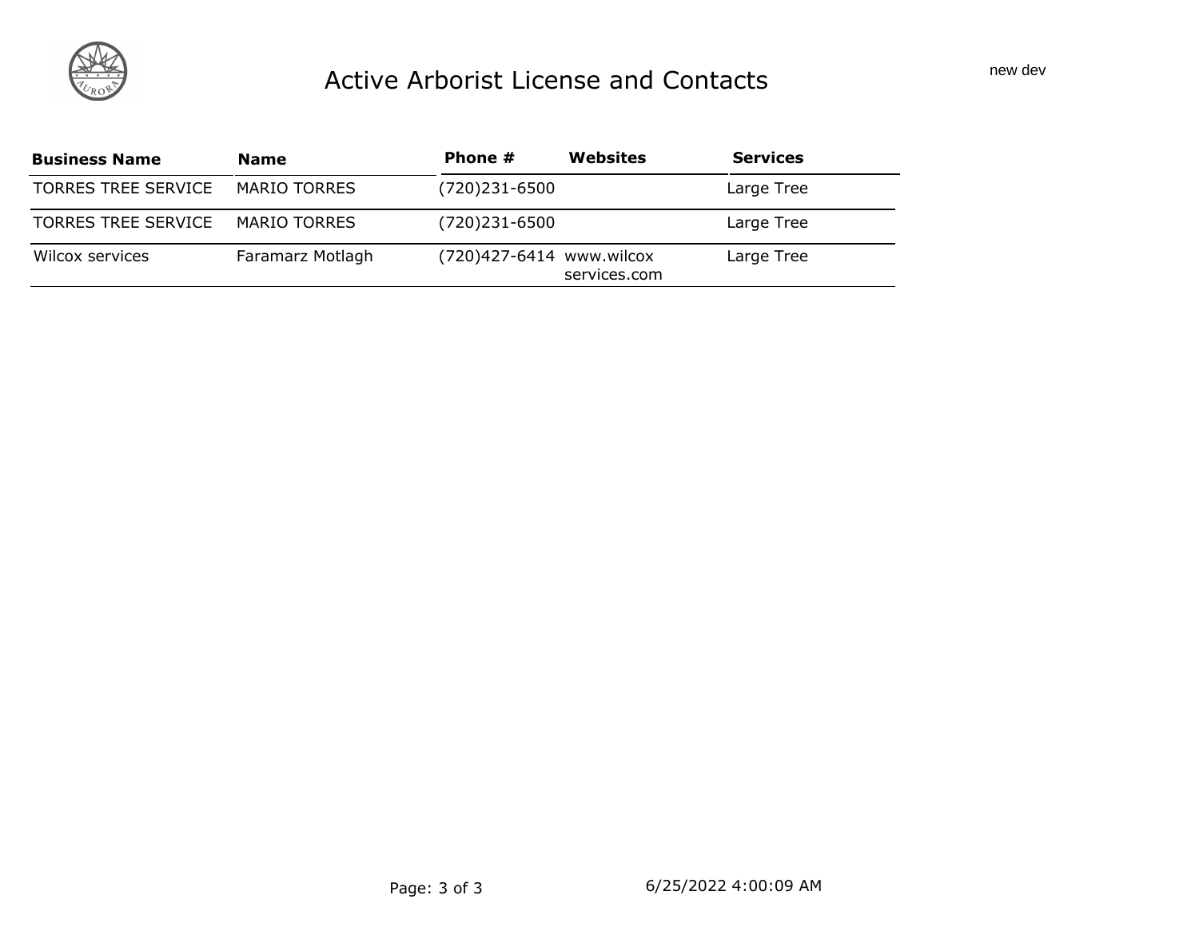# Active Arborist License and Contacts

new dev

| Business Name | Name | Phone # | Websites | Services |
|---|---|---|---|---|
| TORRES TREE SERVICE | MARIO TORRES | (720)231-6500 | | Large Tree |
| TORRES TREE SERVICE | MARIO TORRES | (720)231-6500 | | Large Tree |
| Wilcox services | Faramarz Motlagh | (720)427-6414 | www.wilcox services.com | Large Tree |

6/25/2022 4:00:09 AM